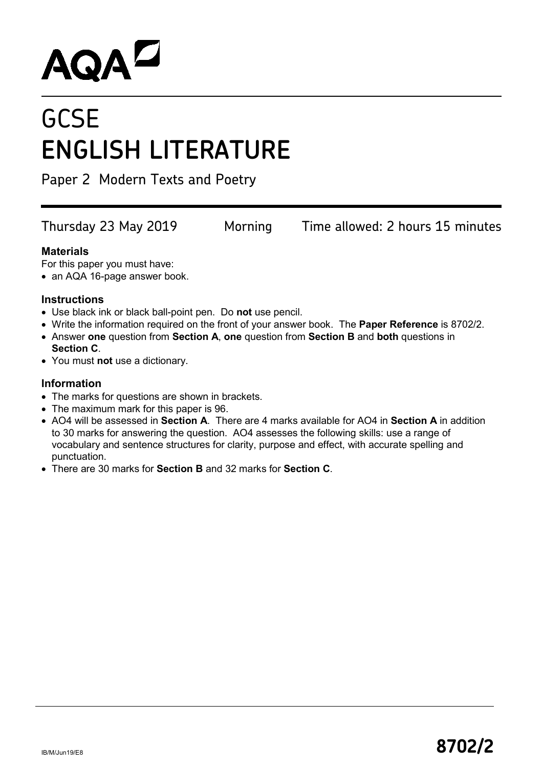AQA

# GCSE
# ENGLISH LITERATURE

Paper 2 Modern Texts and Poetry

Thursday 23 May 2019 Morning Time allowed: 2 hours 15 minutes

**Materials**

For this paper you must have:

- an AQA 16-page answer book.

**Instructions**

- Use black ink or black ball-point pen. Do **not** use pencil.
- Write the information required on the front of your answer book. The **Paper Reference** is 8702/2.
- Answer **one** question from **Section A**, **one** question from **Section B** and **both** questions in **Section C**.
- You must **not** use a dictionary.

**Information**

- The marks for questions are shown in brackets.
- The maximum mark for this paper is 96.
- AO4 will be assessed in **Section A**. There are 4 marks available for AO4 in **Section A** in addition to 30 marks for answering the question. AO4 assesses the following skills: use a range of vocabulary and sentence structures for clarity, purpose and effect, with accurate spelling and punctuation.
- There are 30 marks for **Section B** and 32 marks for **Section C**.

IB/M/Jun19/E8

**8702/2**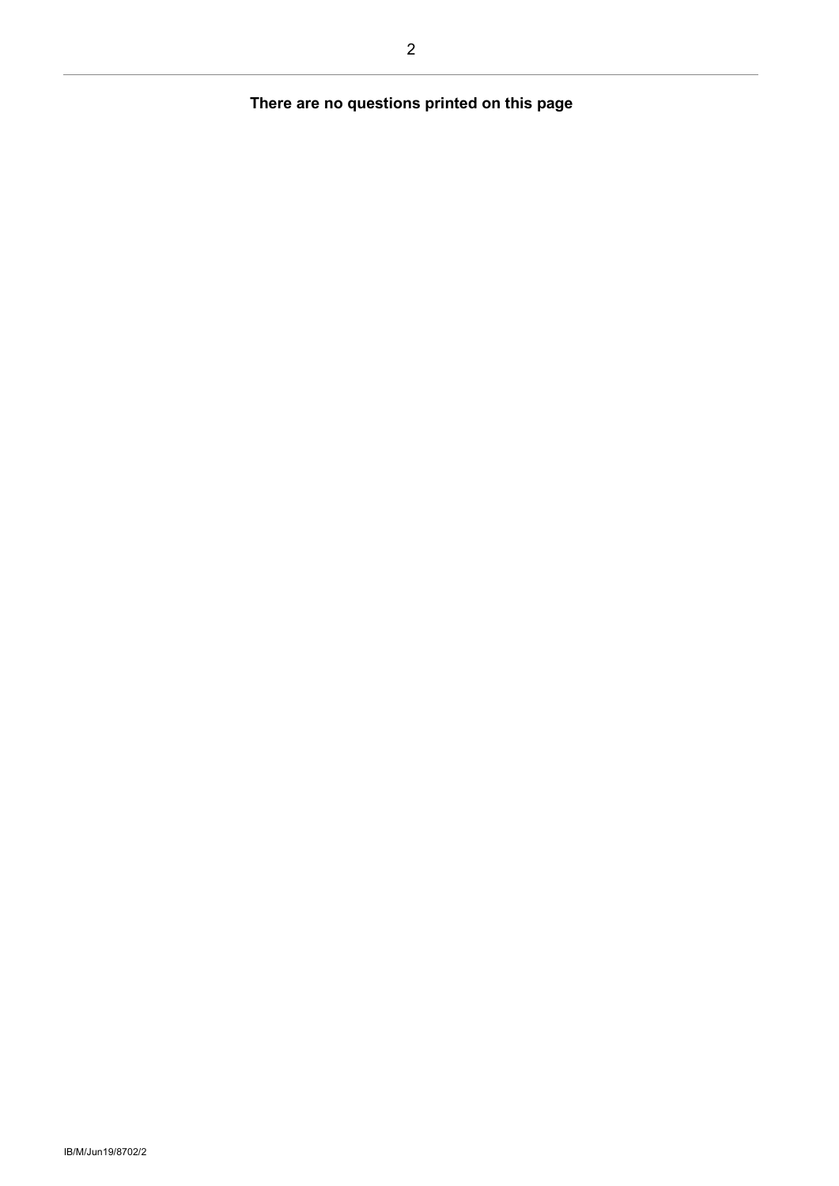**There are no questions printed on this page**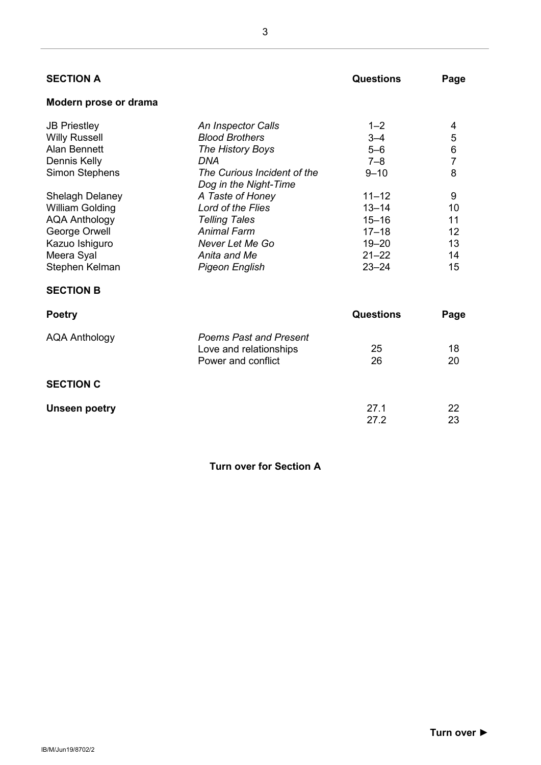## SECTION A

| **Modern prose or drama** | | **Questions** | **Page** |
|---|---|---|---|
| JB Priestley | *An Inspector Calls* | 1–2 | 4 |
| Willy Russell | *Blood Brothers* | 3–4 | 5 |
| Alan Bennett | *The History Boys* | 5–6 | 6 |
| Dennis Kelly | *DNA* | 7–8 | 7 |
| Simon Stephens | *The Curious Incident of the Dog in the Night-Time* | 9–10 | 8 |
| Shelagh Delaney | *A Taste of Honey* | 11–12 | 9 |
| William Golding | *Lord of the Flies* | 13–14 | 10 |
| AQA Anthology | *Telling Tales* | 15–16 | 11 |
| George Orwell | *Animal Farm* | 17–18 | 12 |
| Kazuo Ishiguro | *Never Let Me Go* | 19–20 | 13 |
| Meera Syal | *Anita and Me* | 21–22 | 14 |
| Stephen Kelman | *Pigeon English* | 23–24 | 15 |

## SECTION B

| **Poetry** | | **Questions** | **Page** |
|---|---|---|---|
| AQA Anthology | *Poems Past and Present* | | |
| | Love and relationships | 25 | 18 |
| | Power and conflict | 26 | 20 |

## SECTION C

| **Unseen poetry** | **Questions** | **Page** |
|---|---|---|
| | 27.1 | 22 |
| | 27.2 | 23 |

**Turn over for Section A**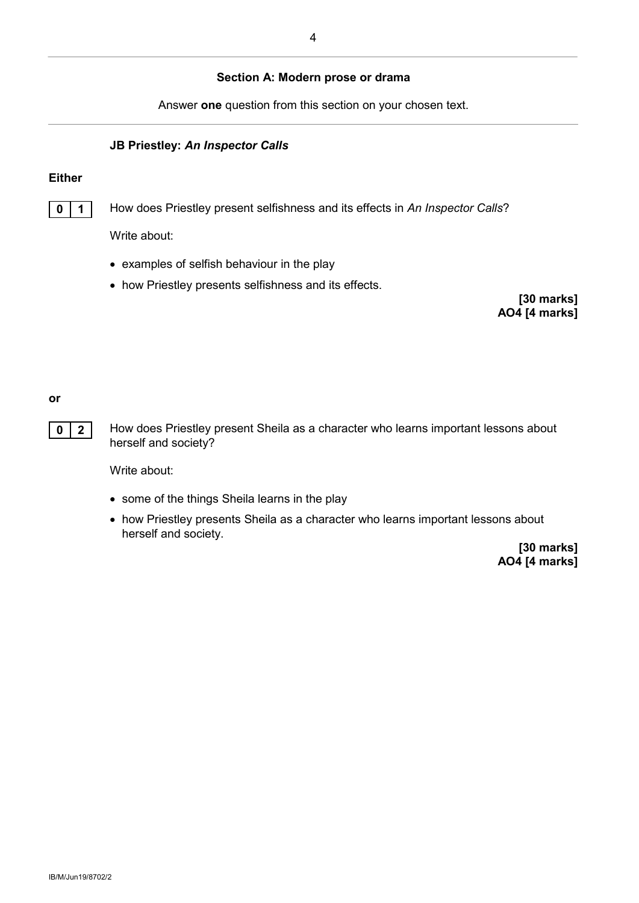## Section A: Modern prose or drama

Answer **one** question from this section on your chosen text.

### JB Priestley: *An Inspector Calls*

**Either**

**0 1** How does Priestley present selfishness and its effects in *An Inspector Calls*?

Write about:

- examples of selfish behaviour in the play
- how Priestley presents selfishness and its effects.

**[30 marks]**
**AO4 [4 marks]**

**or**

**0 2** How does Priestley present Sheila as a character who learns important lessons about herself and society?

Write about:

- some of the things Sheila learns in the play
- how Priestley presents Sheila as a character who learns important lessons about herself and society.

**[30 marks]**
**AO4 [4 marks]**

IB/M/Jun19/8702/2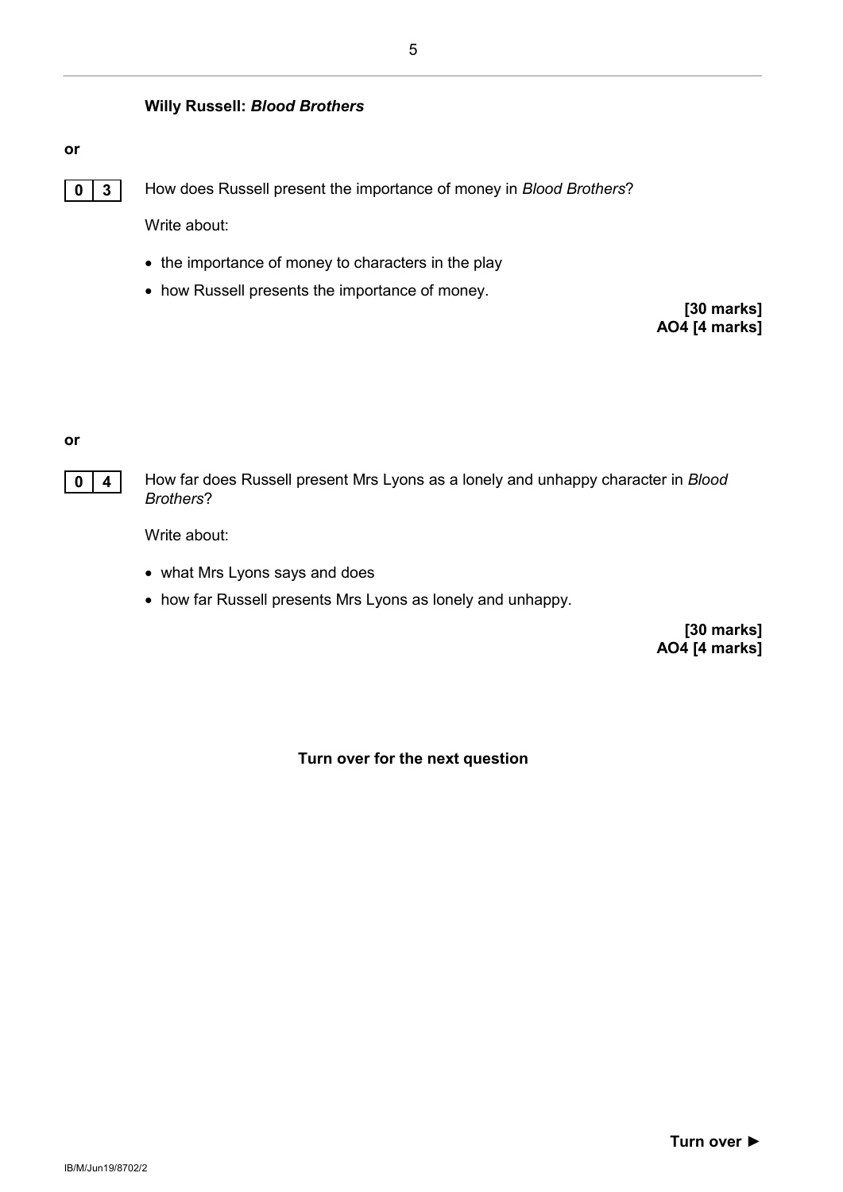**Willy Russell: *Blood Brothers***

**or**

**0 3** How does Russell present the importance of money in *Blood Brothers*?

Write about:

- the importance of money to characters in the play
- how Russell presents the importance of money.

**[30 marks]**
**AO4 [4 marks]**

**or**

**0 4** How far does Russell present Mrs Lyons as a lonely and unhappy character in *Blood Brothers*?

Write about:

- what Mrs Lyons says and does
- how far Russell presents Mrs Lyons as lonely and unhappy.

**[30 marks]**
**AO4 [4 marks]**

**Turn over for the next question**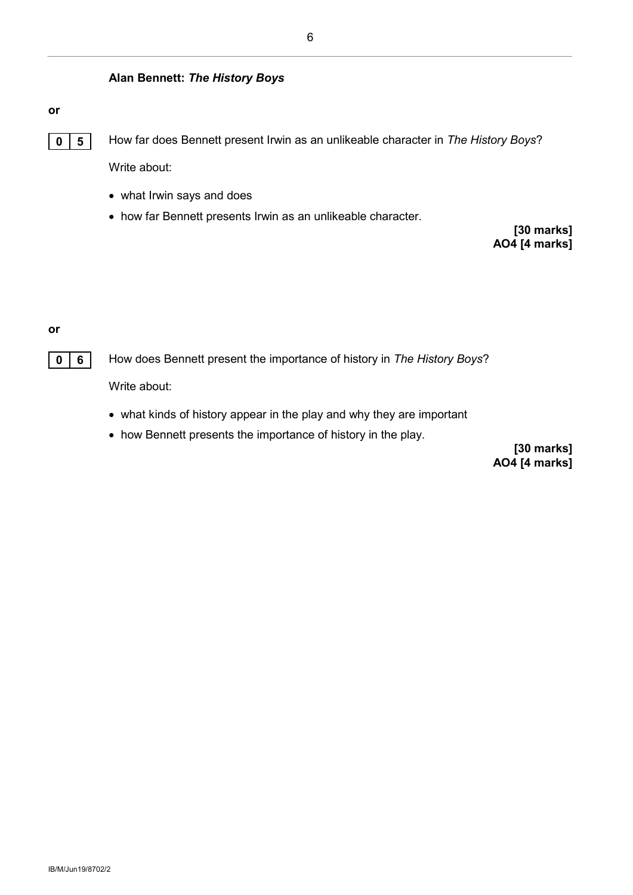**Alan Bennett: *The History Boys***

**or**

**0 5** How far does Bennett present Irwin as an unlikeable character in *The History Boys*?

Write about:

- what Irwin says and does
- how far Bennett presents Irwin as an unlikeable character.

**[30 marks]**
**AO4 [4 marks]**

**or**

**0 6** How does Bennett present the importance of history in *The History Boys*?

Write about:

- what kinds of history appear in the play and why they are important
- how Bennett presents the importance of history in the play.

**[30 marks]**
**AO4 [4 marks]**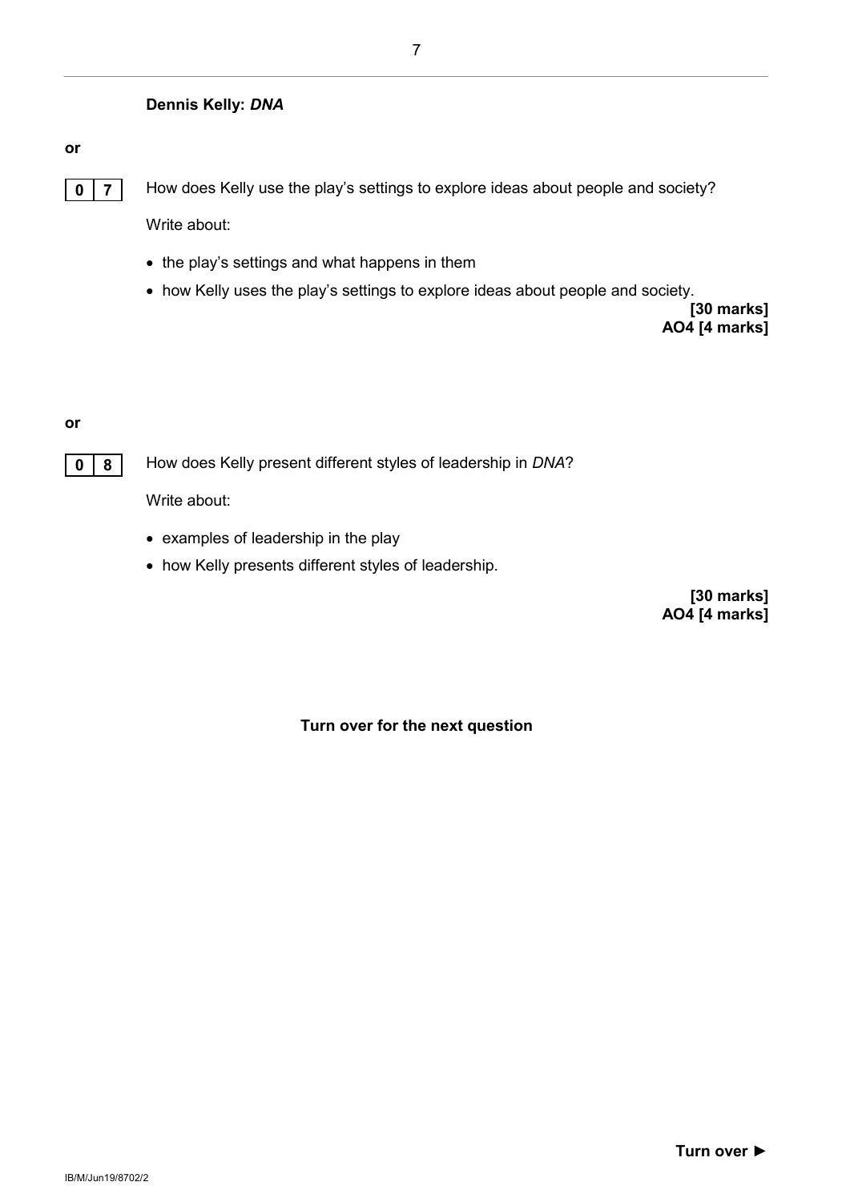**Dennis Kelly: *DNA***

**or**

**0 7** How does Kelly use the play's settings to explore ideas about people and society?

Write about:

- the play's settings and what happens in them
- how Kelly uses the play's settings to explore ideas about people and society.

**[30 marks]**
**AO4 [4 marks]**

**or**

**0 8** How does Kelly present different styles of leadership in *DNA*?

Write about:

- examples of leadership in the play
- how Kelly presents different styles of leadership.

**[30 marks]**
**AO4 [4 marks]**

**Turn over for the next question**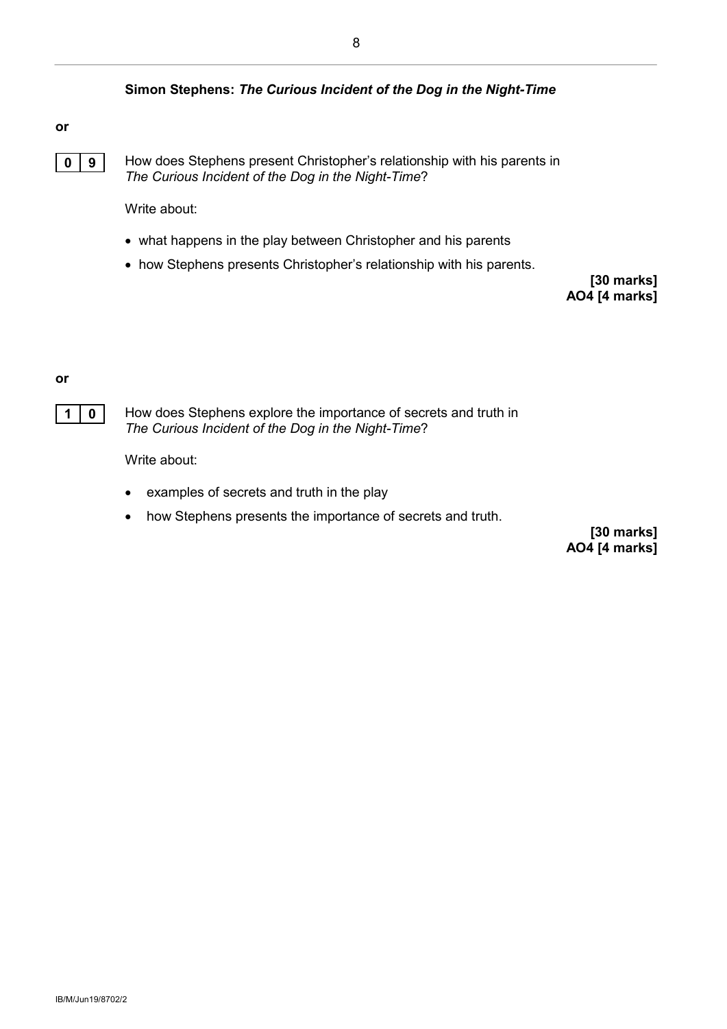**Simon Stephens: *The Curious Incident of the Dog in the Night-Time***

**or**

**0 9** How does Stephens present Christopher's relationship with his parents in *The Curious Incident of the Dog in the Night-Time*?

Write about:

- what happens in the play between Christopher and his parents
- how Stephens presents Christopher's relationship with his parents.

**[30 marks]**
**AO4 [4 marks]**

**or**

**1 0** How does Stephens explore the importance of secrets and truth in *The Curious Incident of the Dog in the Night-Time*?

Write about:

- examples of secrets and truth in the play
- how Stephens presents the importance of secrets and truth.

**[30 marks]**
**AO4 [4 marks]**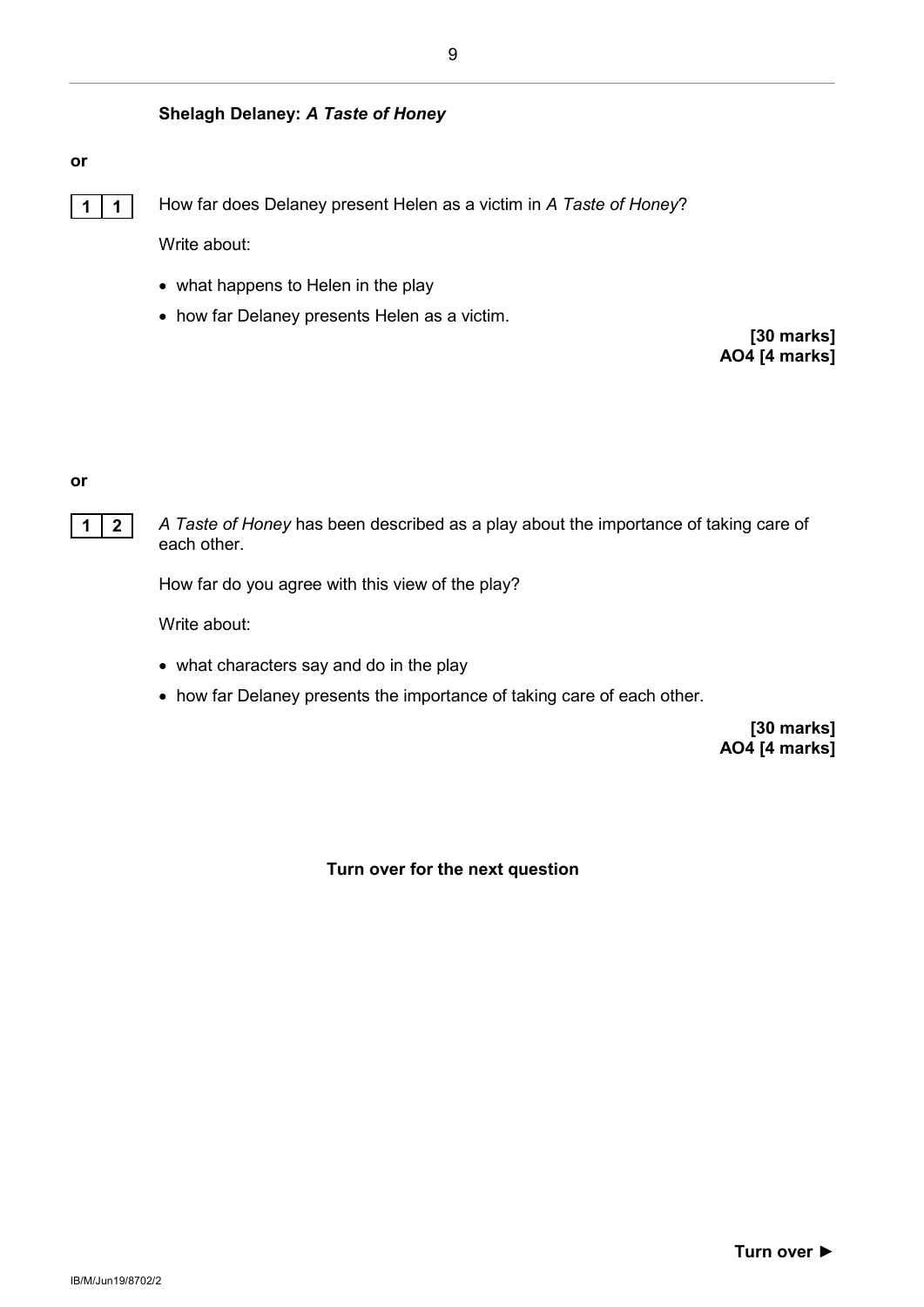**Shelagh Delaney: *A Taste of Honey***

**or**

**1 1** How far does Delaney present Helen as a victim in *A Taste of Honey*?

Write about:

- what happens to Helen in the play
- how far Delaney presents Helen as a victim.

**[30 marks]**
**AO4 [4 marks]**

**or**

**1 2** *A Taste of Honey* has been described as a play about the importance of taking care of each other.

How far do you agree with this view of the play?

Write about:

- what characters say and do in the play
- how far Delaney presents the importance of taking care of each other.

**[30 marks]**
**AO4 [4 marks]**

**Turn over for the next question**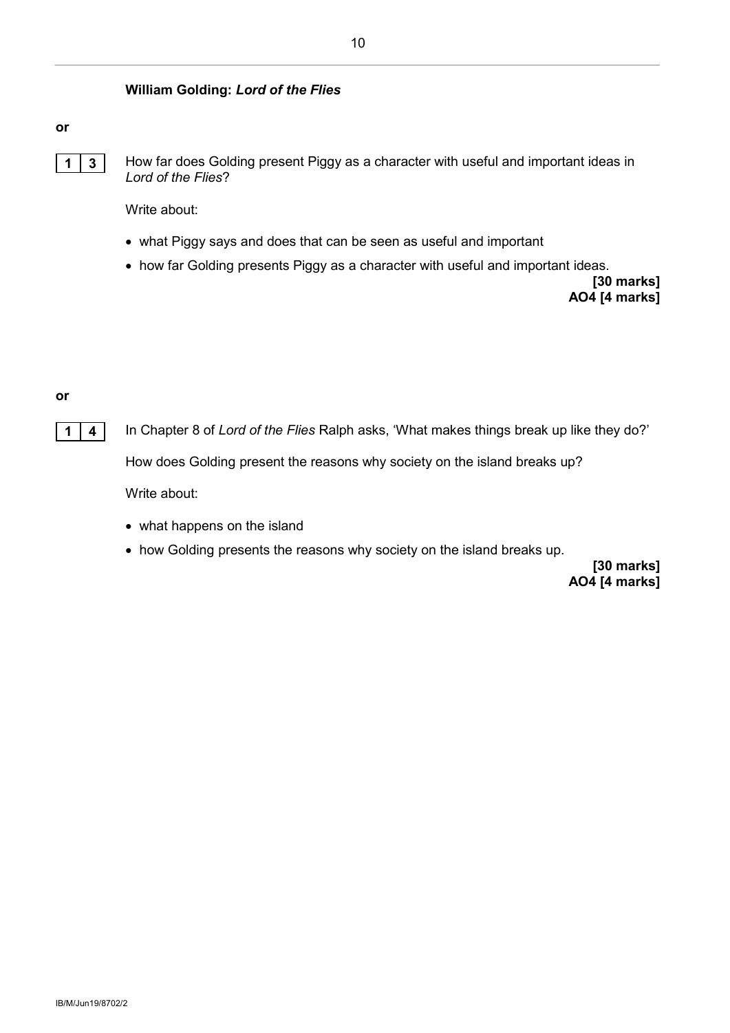**William Golding: *Lord of the Flies***

**or**

**1 3** How far does Golding present Piggy as a character with useful and important ideas in *Lord of the Flies*?

Write about:

- what Piggy says and does that can be seen as useful and important
- how far Golding presents Piggy as a character with useful and important ideas.

**[30 marks]**
**AO4 [4 marks]**

**or**

**1 4** In Chapter 8 of *Lord of the Flies* Ralph asks, 'What makes things break up like they do?'

How does Golding present the reasons why society on the island breaks up?

Write about:

- what happens on the island
- how Golding presents the reasons why society on the island breaks up.

**[30 marks]**
**AO4 [4 marks]**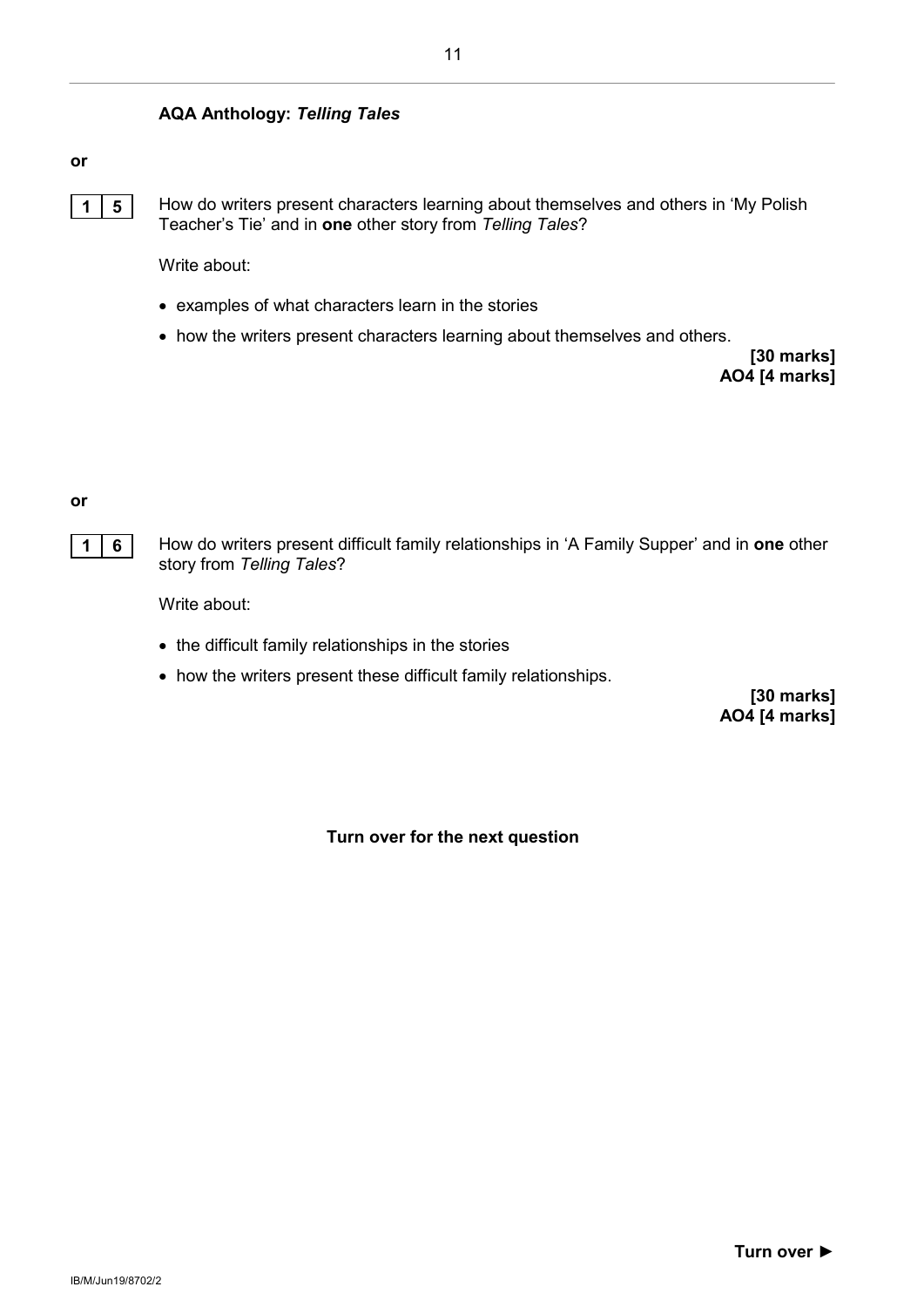## AQA Anthology: *Telling Tales*

**or**

**1 5** How do writers present characters learning about themselves and others in 'My Polish Teacher's Tie' and in **one** other story from *Telling Tales*?

Write about:

- examples of what characters learn in the stories
- how the writers present characters learning about themselves and others.

**[30 marks]**
**AO4 [4 marks]**

**or**

**1 6** How do writers present difficult family relationships in 'A Family Supper' and in **one** other story from *Telling Tales*?

Write about:

- the difficult family relationships in the stories
- how the writers present these difficult family relationships.

**[30 marks]**
**AO4 [4 marks]**

**Turn over for the next question**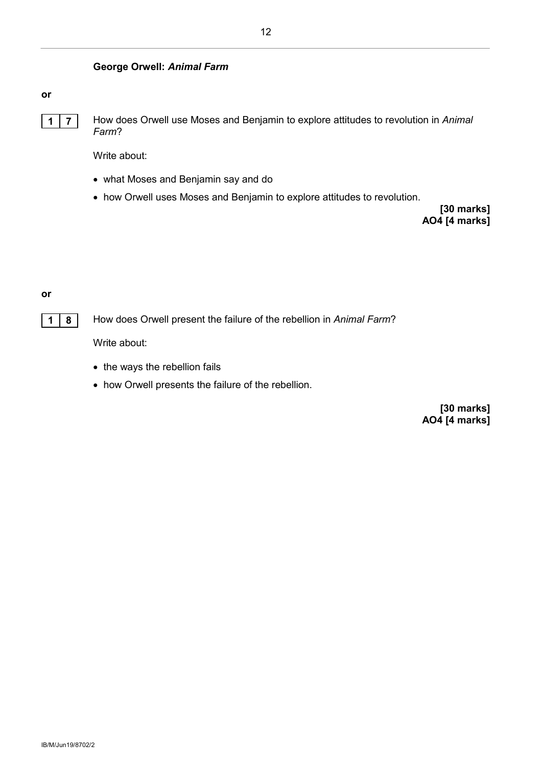**George Orwell: *Animal Farm***

**or**

**1 7** How does Orwell use Moses and Benjamin to explore attitudes to revolution in *Animal Farm*?

Write about:

- what Moses and Benjamin say and do
- how Orwell uses Moses and Benjamin to explore attitudes to revolution.

**[30 marks]**
**AO4 [4 marks]**

**or**

**1 8** How does Orwell present the failure of the rebellion in *Animal Farm*?

Write about:

- the ways the rebellion fails
- how Orwell presents the failure of the rebellion.

**[30 marks]**
**AO4 [4 marks]**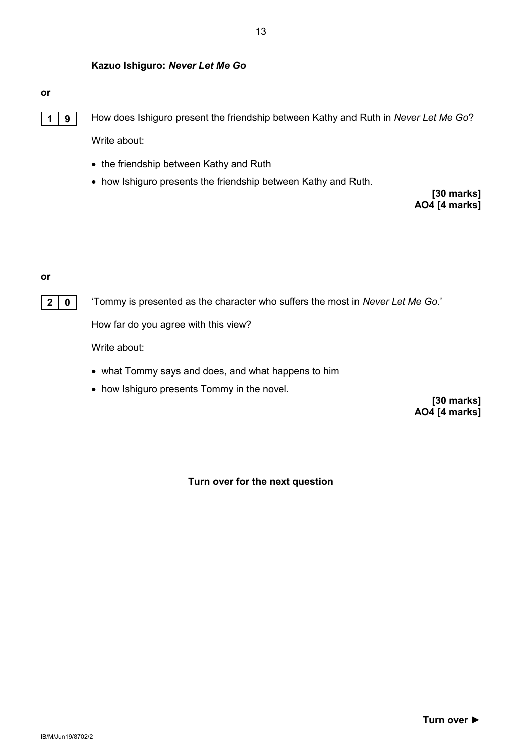**Kazuo Ishiguro: *Never Let Me Go***

**or**

**1 9** How does Ishiguro present the friendship between Kathy and Ruth in *Never Let Me Go*?

Write about:

- the friendship between Kathy and Ruth
- how Ishiguro presents the friendship between Kathy and Ruth.

**[30 marks]**
**AO4 [4 marks]**

**or**

**2 0** 'Tommy is presented as the character who suffers the most in *Never Let Me Go.*'

How far do you agree with this view?

Write about:

- what Tommy says and does, and what happens to him
- how Ishiguro presents Tommy in the novel.

**[30 marks]**
**AO4 [4 marks]**

**Turn over for the next question**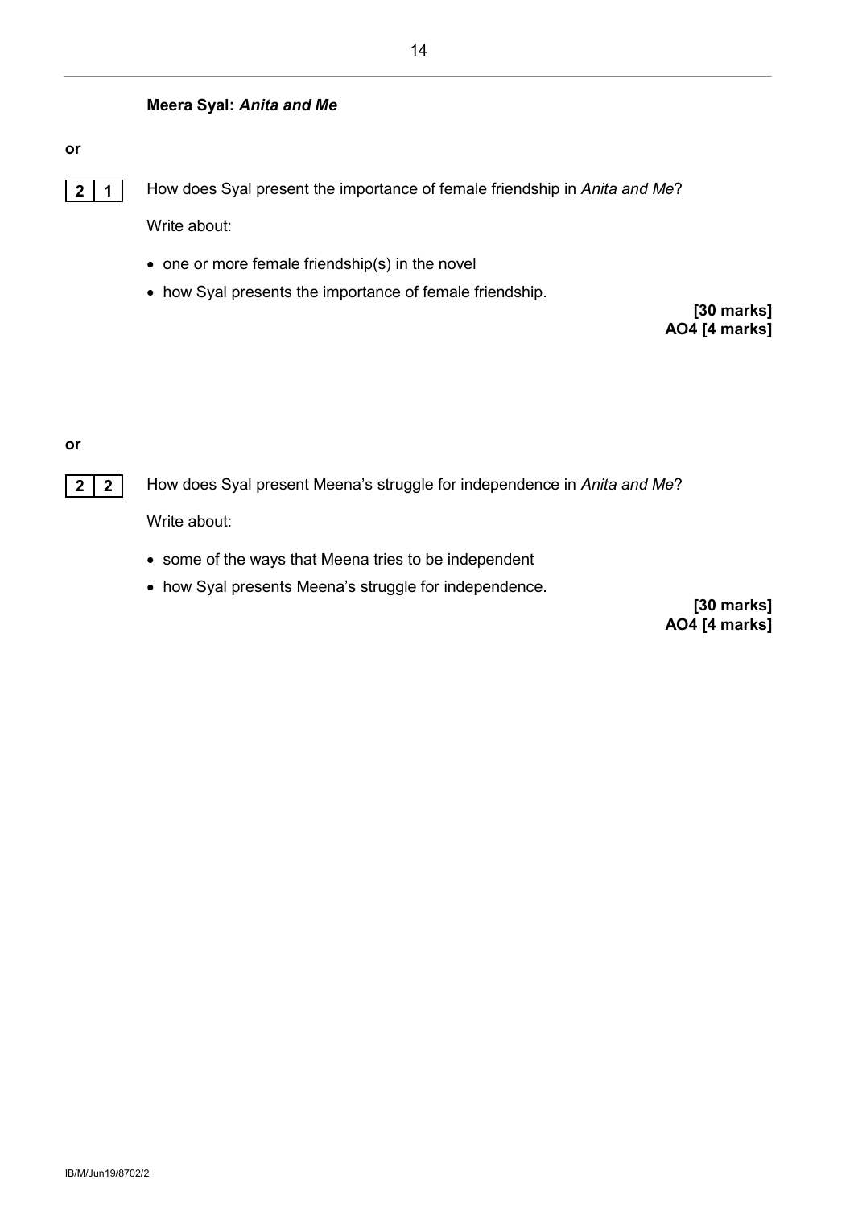**Meera Syal: *Anita and Me***

**or**

**2 1** How does Syal present the importance of female friendship in *Anita and Me*?

Write about:

- one or more female friendship(s) in the novel
- how Syal presents the importance of female friendship.

**[30 marks]**
**AO4 [4 marks]**

**or**

**2 2** How does Syal present Meena's struggle for independence in *Anita and Me*?

Write about:

- some of the ways that Meena tries to be independent
- how Syal presents Meena's struggle for independence.

**[30 marks]**
**AO4 [4 marks]**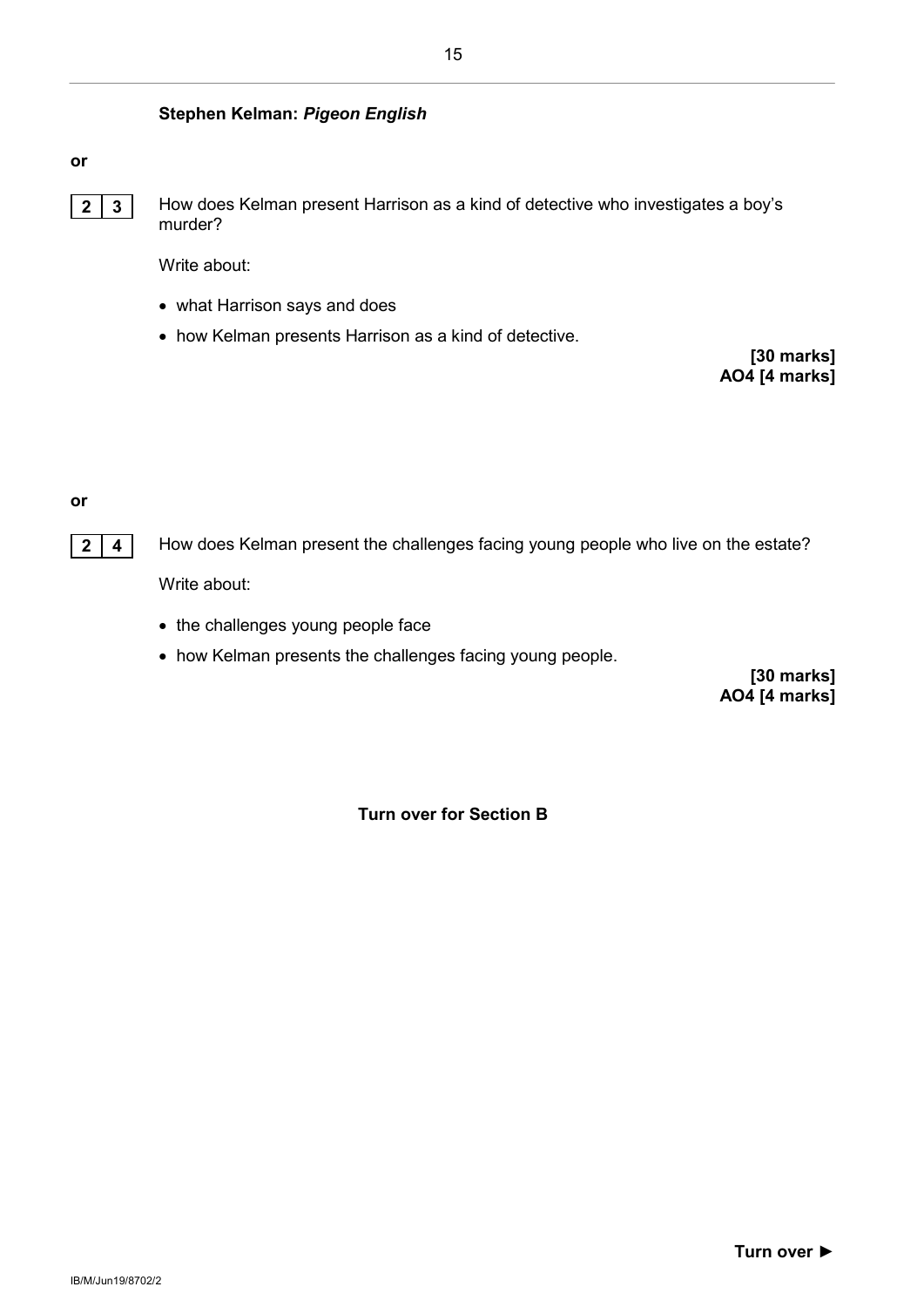### Stephen Kelman: *Pigeon English*

**or**

**2 3** How does Kelman present Harrison as a kind of detective who investigates a boy's murder?

Write about:

- what Harrison says and does
- how Kelman presents Harrison as a kind of detective.

**[30 marks]**
**AO4 [4 marks]**

**or**

**2 4** How does Kelman present the challenges facing young people who live on the estate?

Write about:

- the challenges young people face
- how Kelman presents the challenges facing young people.

**[30 marks]**
**AO4 [4 marks]**

**Turn over for Section B**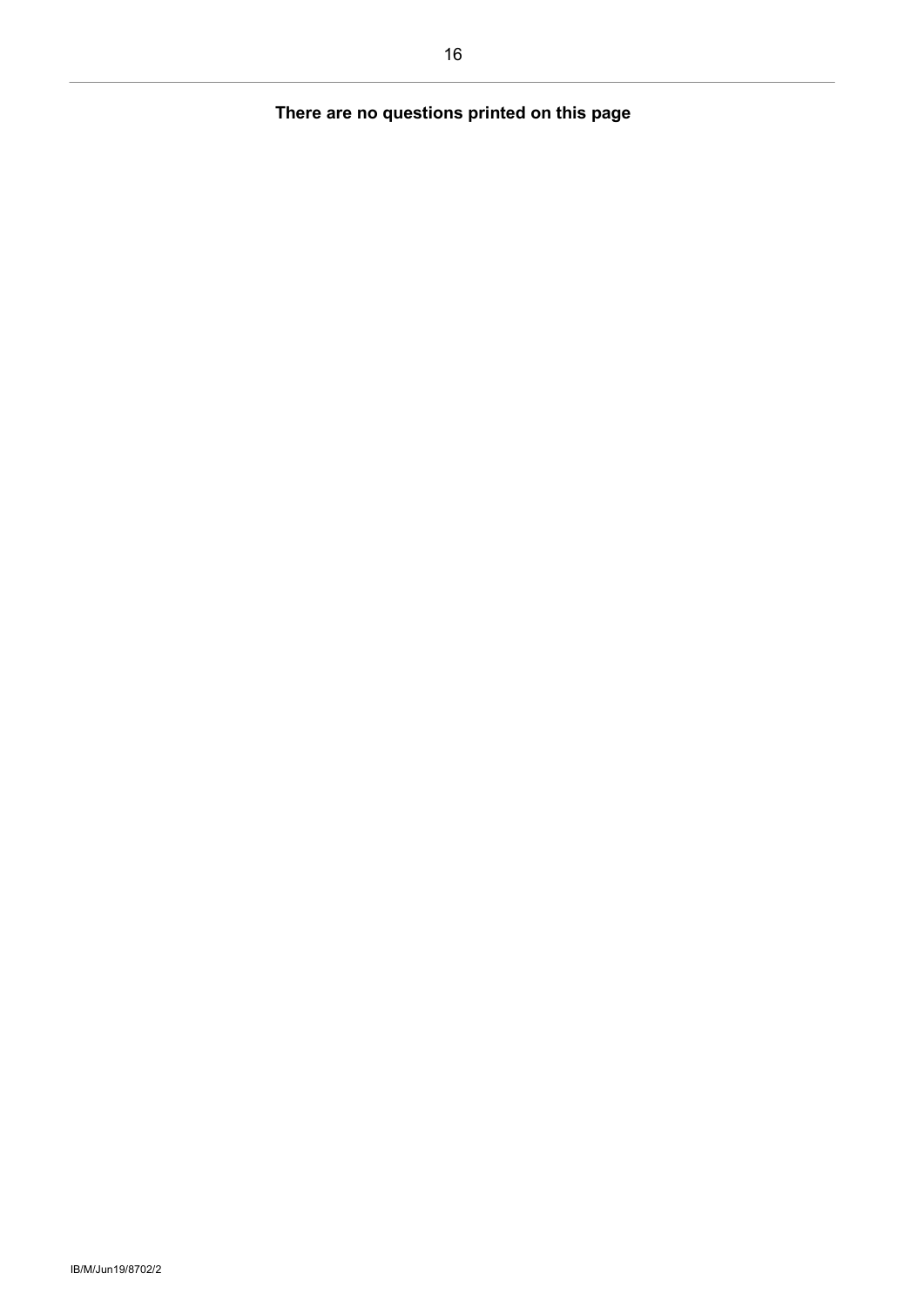**There are no questions printed on this page**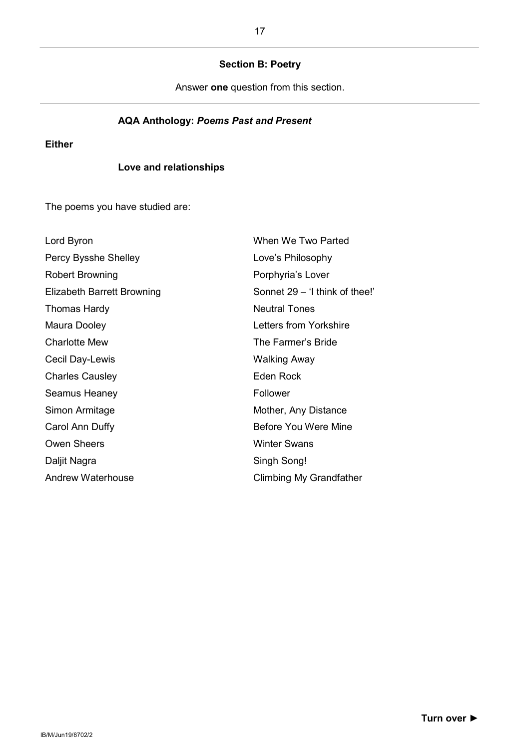## Section B: Poetry

Answer **one** question from this section.

### AQA Anthology: *Poems Past and Present*

**Either**

#### Love and relationships

The poems you have studied are:

| | |
|---|---|
| Lord Byron | When We Two Parted |
| Percy Bysshe Shelley | Love's Philosophy |
| Robert Browning | Porphyria's Lover |
| Elizabeth Barrett Browning | Sonnet 29 – 'I think of thee!' |
| Thomas Hardy | Neutral Tones |
| Maura Dooley | Letters from Yorkshire |
| Charlotte Mew | The Farmer's Bride |
| Cecil Day-Lewis | Walking Away |
| Charles Causley | Eden Rock |
| Seamus Heaney | Follower |
| Simon Armitage | Mother, Any Distance |
| Carol Ann Duffy | Before You Were Mine |
| Owen Sheers | Winter Swans |
| Daljit Nagra | Singh Song! |
| Andrew Waterhouse | Climbing My Grandfather |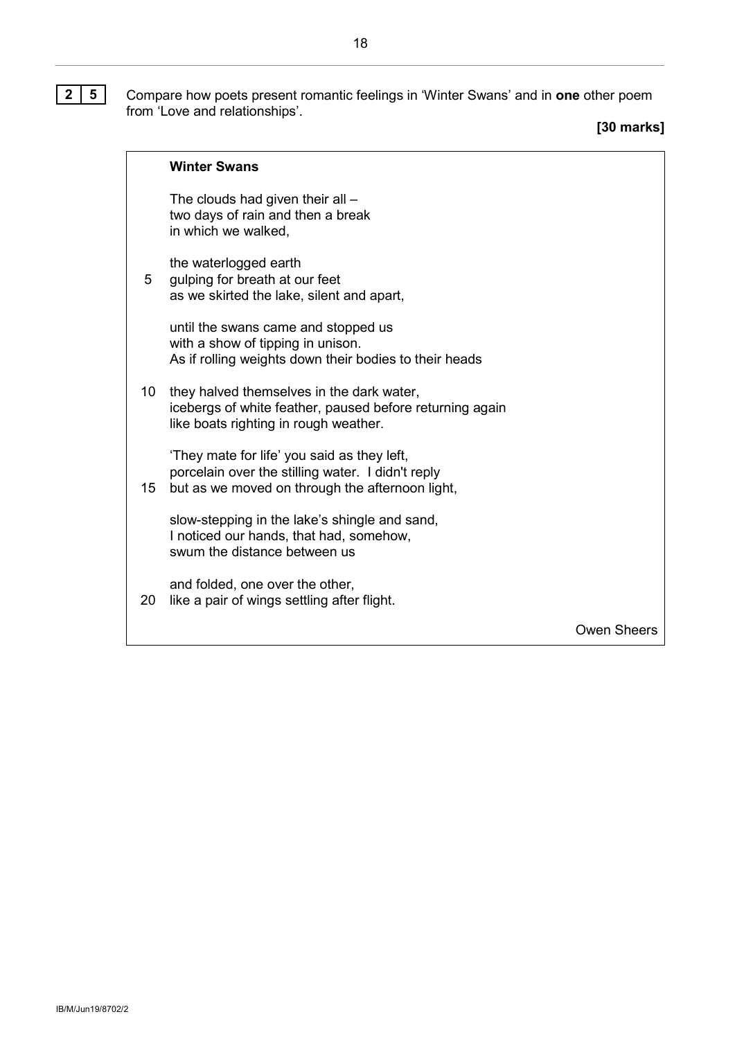**2 5** Compare how poets present romantic feelings in 'Winter Swans' and in **one** other poem from 'Love and relationships'.

**[30 marks]**

**Winter Swans**

The clouds had given their all –  
two days of rain and then a break  
in which we walked,

the waterlogged earth  
5 gulping for breath at our feet  
as we skirted the lake, silent and apart,

until the swans came and stopped us  
with a show of tipping in unison.  
As if rolling weights down their bodies to their heads

10 they halved themselves in the dark water,  
icebergs of white feather, paused before returning again  
like boats righting in rough weather.

'They mate for life' you said as they left,  
porcelain over the stilling water. I didn't reply  
15 but as we moved on through the afternoon light,

slow-stepping in the lake's shingle and sand,  
I noticed our hands, that had, somehow,  
swum the distance between us

and folded, one over the other,  
20 like a pair of wings settling after flight.

Owen Sheers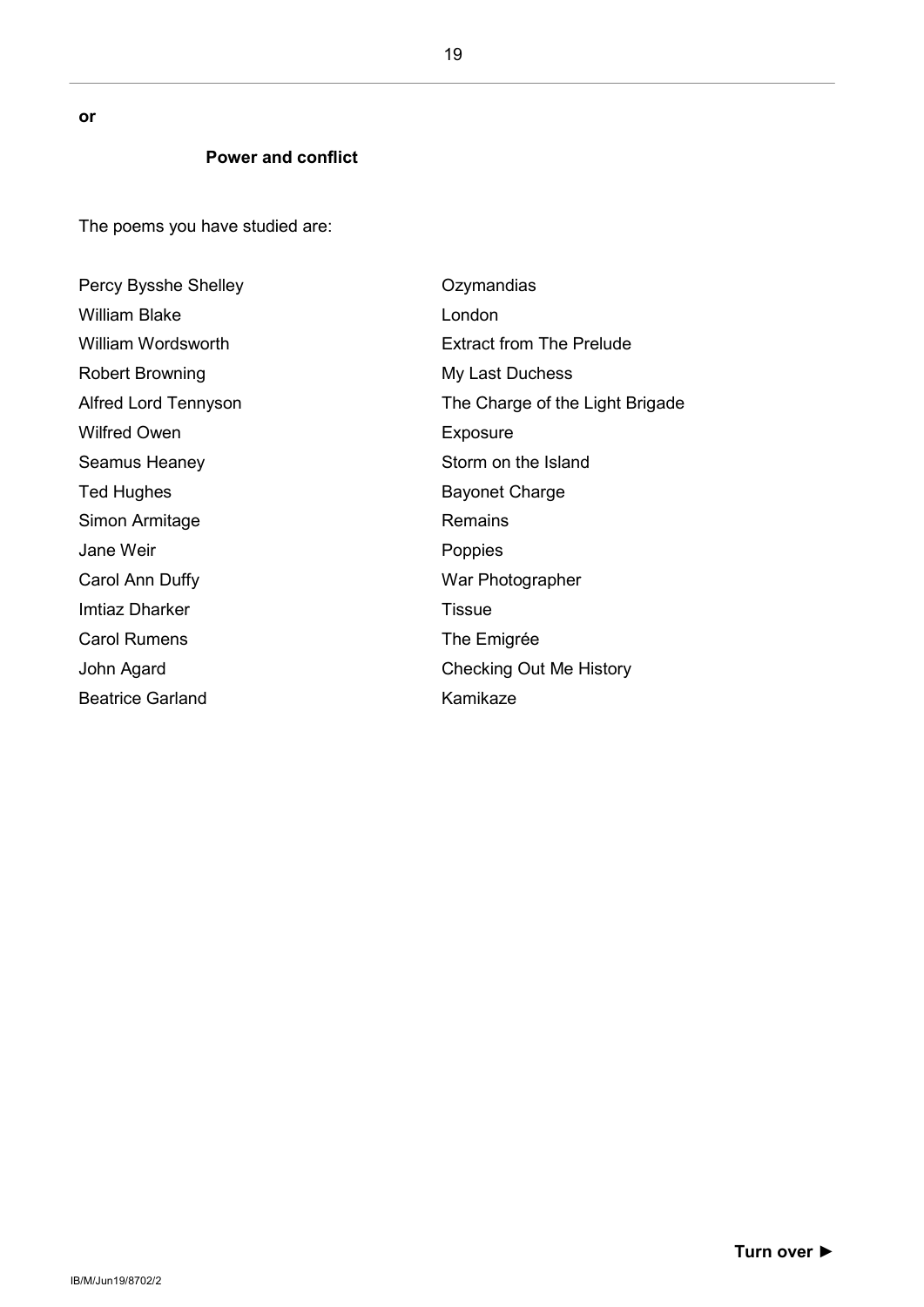**or**

## Power and conflict

The poems you have studied are:

| | |
|---|---|
| Percy Bysshe Shelley | Ozymandias |
| William Blake | London |
| William Wordsworth | Extract from The Prelude |
| Robert Browning | My Last Duchess |
| Alfred Lord Tennyson | The Charge of the Light Brigade |
| Wilfred Owen | Exposure |
| Seamus Heaney | Storm on the Island |
| Ted Hughes | Bayonet Charge |
| Simon Armitage | Remains |
| Jane Weir | Poppies |
| Carol Ann Duffy | War Photographer |
| Imtiaz Dharker | Tissue |
| Carol Rumens | The Emigrée |
| John Agard | Checking Out Me History |
| Beatrice Garland | Kamikaze |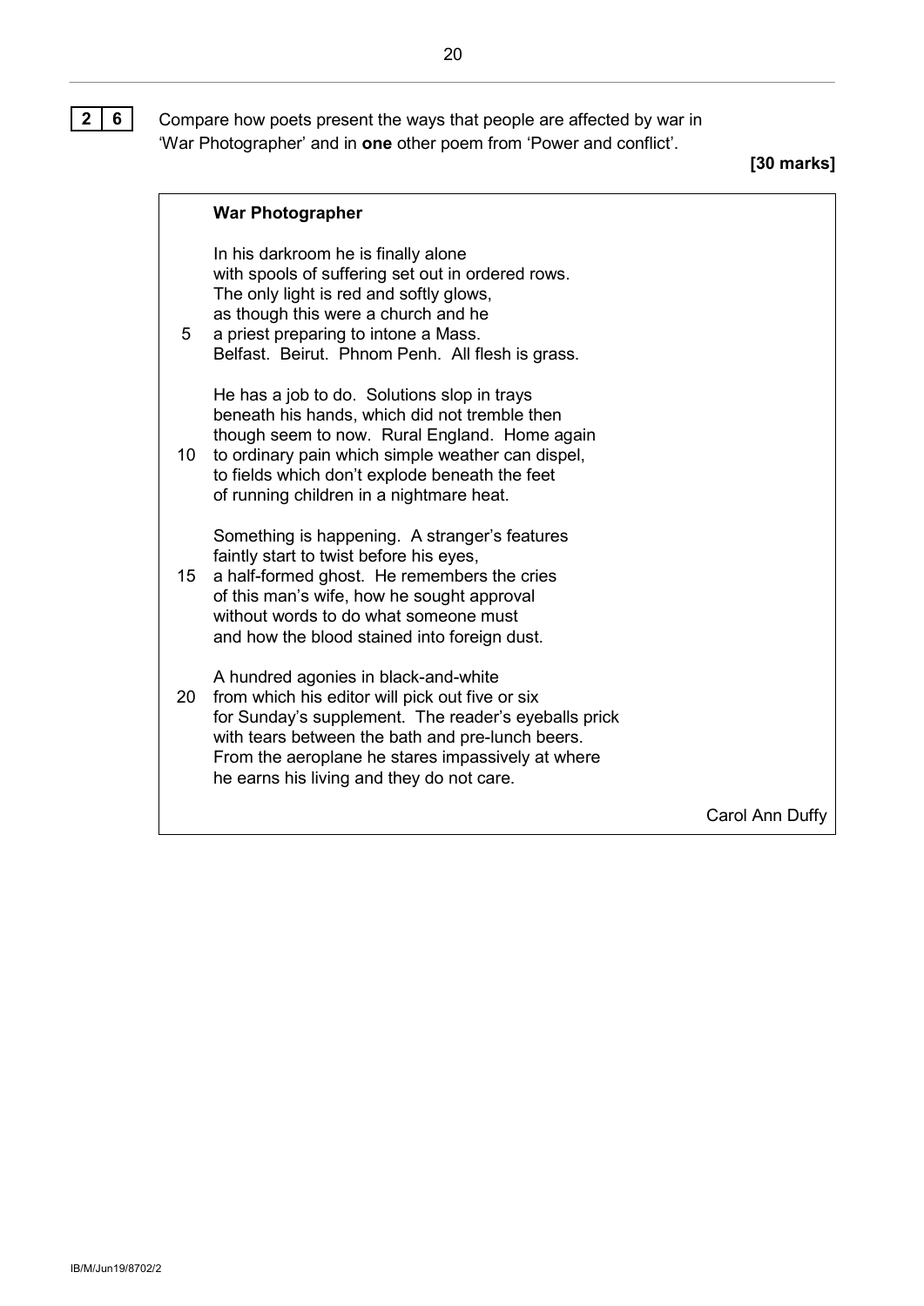**2 6** Compare how poets present the ways that people are affected by war in 'War Photographer' and in **one** other poem from 'Power and conflict'.

**[30 marks]**

**War Photographer**

In his darkroom he is finally alone
with spools of suffering set out in ordered rows.
The only light is red and softly glows,
as though this were a church and he
5 a priest preparing to intone a Mass.
Belfast. Beirut. Phnom Penh. All flesh is grass.

He has a job to do. Solutions slop in trays
beneath his hands, which did not tremble then
though seem to now. Rural England. Home again
10 to ordinary pain which simple weather can dispel,
to fields which don't explode beneath the feet
of running children in a nightmare heat.

Something is happening. A stranger's features
faintly start to twist before his eyes,
15 a half-formed ghost. He remembers the cries
of this man's wife, how he sought approval
without words to do what someone must
and how the blood stained into foreign dust.

A hundred agonies in black-and-white
20 from which his editor will pick out five or six
for Sunday's supplement. The reader's eyeballs prick
with tears between the bath and pre-lunch beers.
From the aeroplane he stares impassively at where
he earns his living and they do not care.

Carol Ann Duffy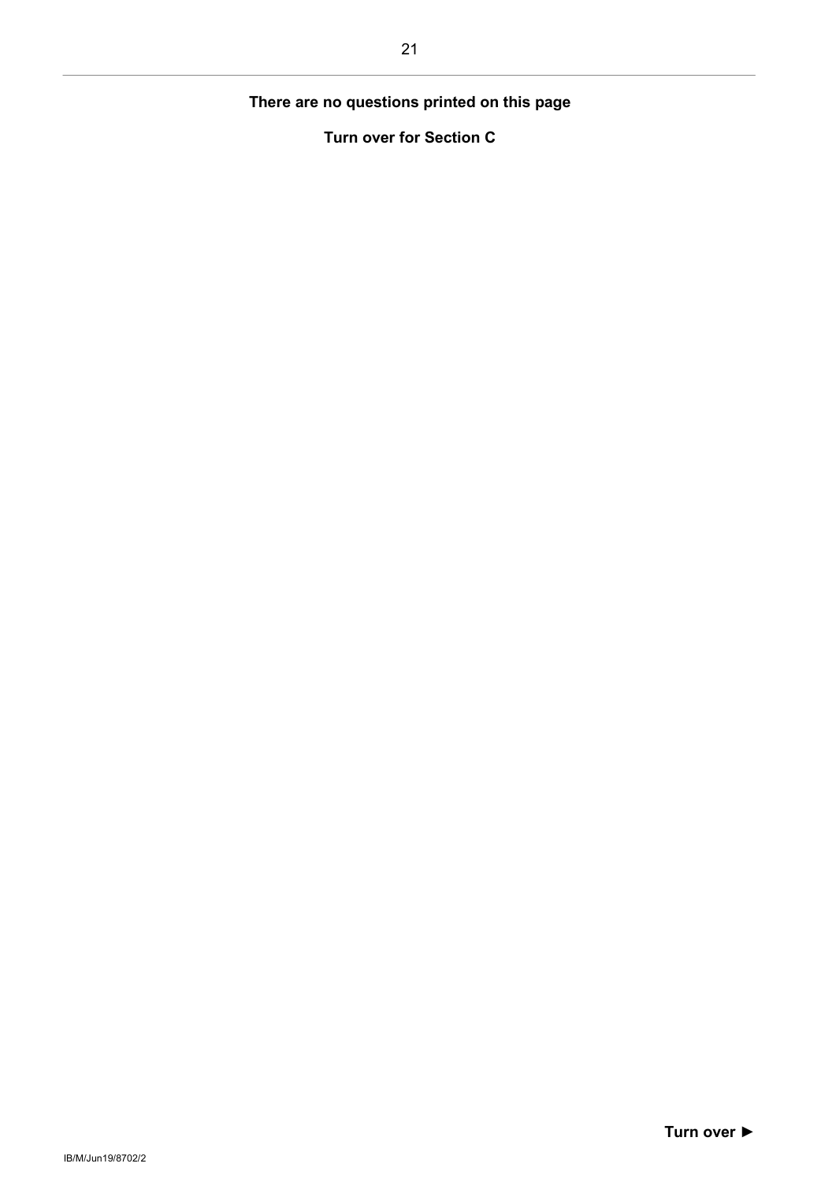**There are no questions printed on this page**

**Turn over for Section C**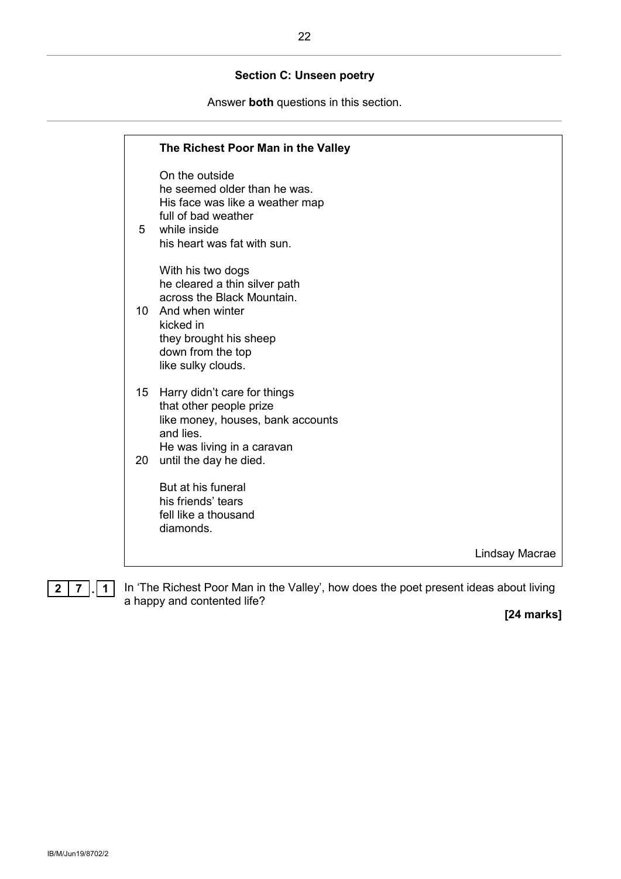## Section C: Unseen poetry

Answer **both** questions in this section.

---

**The Richest Poor Man in the Valley**

On the outside  
he seemed older than he was.  
His face was like a weather map  
full of bad weather  
5 while inside  
his heart was fat with sun.

With his two dogs  
he cleared a thin silver path  
across the Black Mountain.  
10 And when winter  
kicked in  
they brought his sheep  
down from the top  
like sulky clouds.

15 Harry didn't care for things  
that other people prize  
like money, houses, bank accounts  
and lies.  
He was living in a caravan  
20 until the day he died.

But at his funeral  
his friends' tears  
fell like a thousand  
diamonds.

Lindsay Macrae

---

**2 7 . 1** In 'The Richest Poor Man in the Valley', how does the poet present ideas about living a happy and contented life?

**[24 marks]**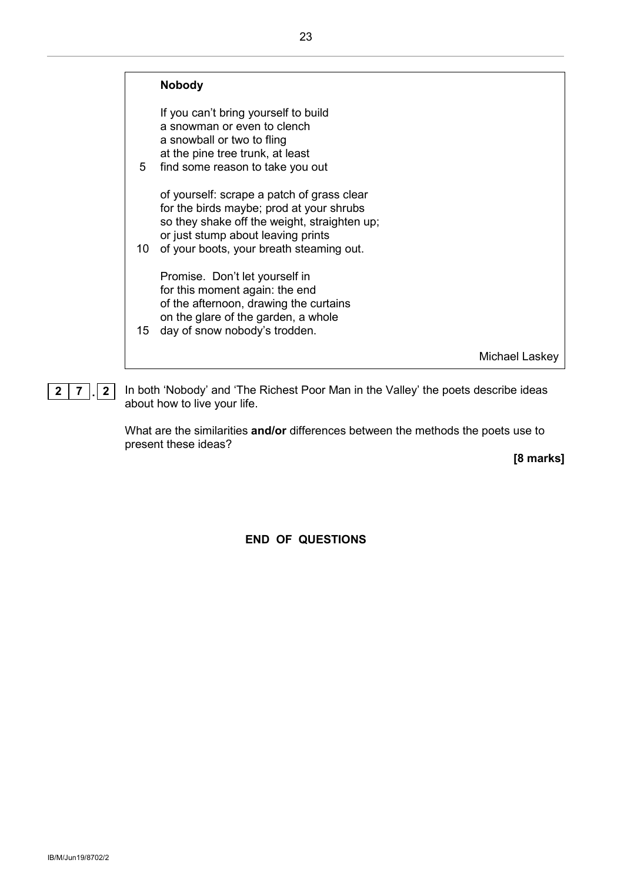**Nobody**

If you can't bring yourself to build  
a snowman or even to clench  
a snowball or two to fling  
at the pine tree trunk, at least  
5 find some reason to take you out

of yourself: scrape a patch of grass clear  
for the birds maybe; prod at your shrubs  
so they shake off the weight, straighten up;  
or just stump about leaving prints  
10 of your boots, your breath steaming out.

Promise. Don't let yourself in  
for this moment again: the end  
of the afternoon, drawing the curtains  
on the glare of the garden, a whole  
15 day of snow nobody's trodden.

Michael Laskey

**27.2** In both 'Nobody' and 'The Richest Poor Man in the Valley' the poets describe ideas about how to live your life.

What are the similarities **and/or** differences between the methods the poets use to present these ideas?

**[8 marks]**

**END OF QUESTIONS**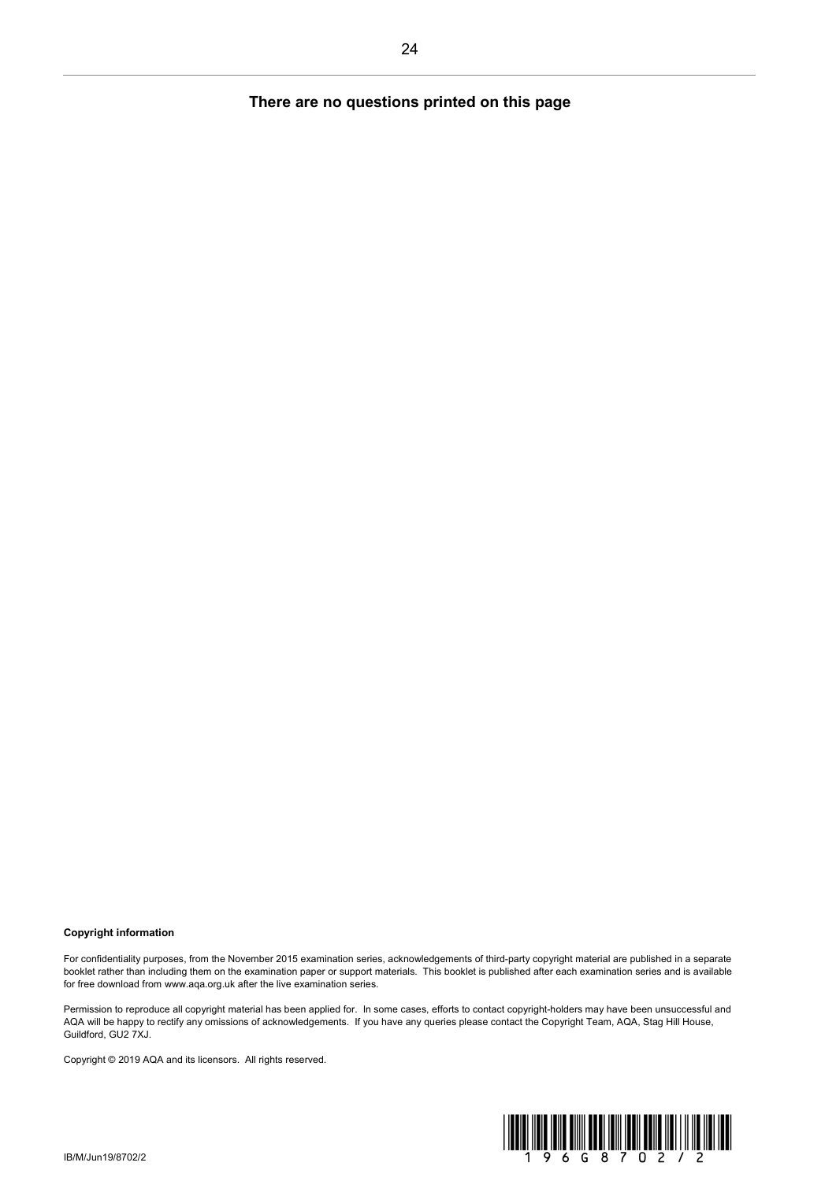**There are no questions printed on this page**

**Copyright information**

For confidentiality purposes, from the November 2015 examination series, acknowledgements of third-party copyright material are published in a separate booklet rather than including them on the examination paper or support materials. This booklet is published after each examination series and is available for free download from www.aqa.org.uk after the live examination series.

Permission to reproduce all copyright material has been applied for. In some cases, efforts to contact copyright-holders may have been unsuccessful and AQA will be happy to rectify any omissions of acknowledgements. If you have any queries please contact the Copyright Team, AQA, Stag Hill House, Guildford, GU2 7XJ.

Copyright © 2019 AQA and its licensors. All rights reserved.

IB/M/Jun19/8702/2